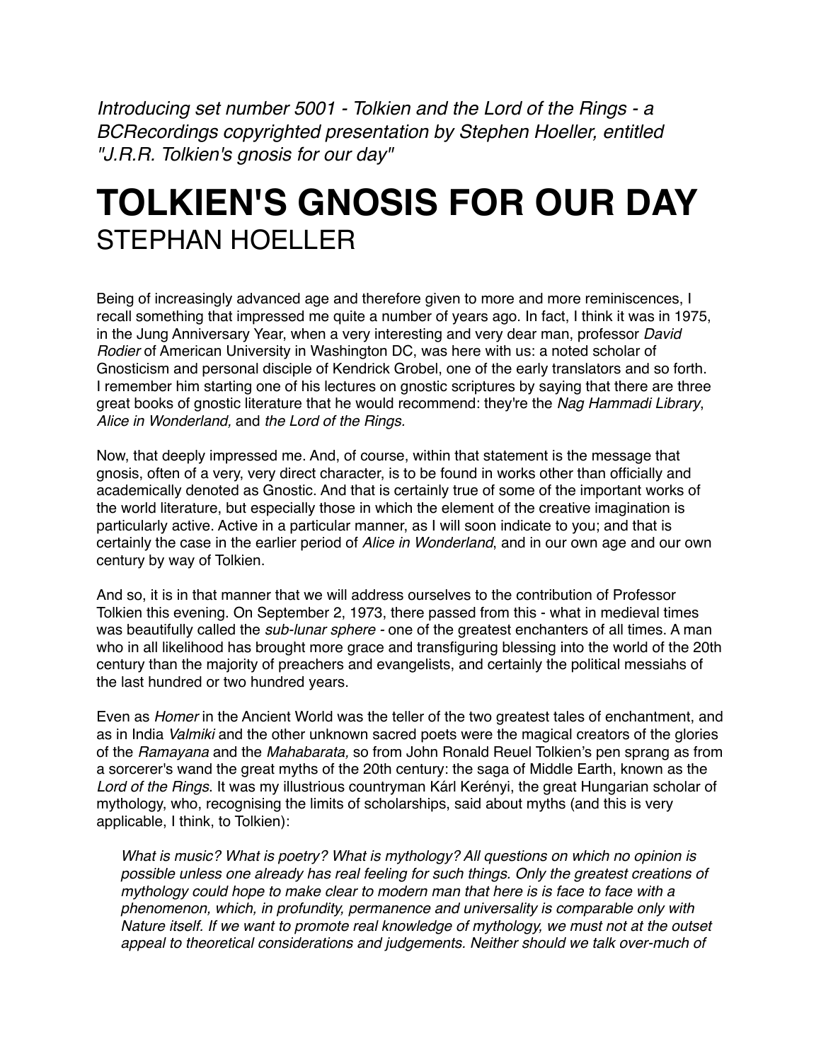*Introducing set number 5001 - Tolkien and the Lord of the Rings - a BCRecordings copyrighted presentation by Stephen Hoeller, entitled "J.R.R. Tolkien's gnosis for our day"*

# TOLKIEN'S GNOSIS FOR OUR DAY

## STEPHAN HOELLER

Being of increasingly advanced age and therefore given to more and more reminiscences, I recall something that impressed me quite a number of years ago. In fact, I think it was in 1975, in the Jung Anniversary Year, when a very interesting and very dear man, professor *David Rodier* of American University in Washington DC, was here with us: a noted scholar of Gnosticism and personal disciple of Kendrick Grobel, one of the early translators and so forth. I remember him starting one of his lectures on gnostic scriptures by saying that there are three great books of gnostic literature that he would recommend: they're the *Nag Hammadi Library*, *Alice in Wonderland,* and *the Lord of the Rings.*

Now, that deeply impressed me. And, of course, within that statement is the message that gnosis, often of a very, very direct character, is to be found in works other than officially and academically denoted as Gnostic. And that is certainly true of some of the important works of the world literature, but especially those in which the element of the creative imagination is particularly active. Active in a particular manner, as I will soon indicate to you; and that is certainly the case in the earlier period of *Alice in Wonderland*, and in our own age and our own century by way of Tolkien.

And so, it is in that manner that we will address ourselves to the contribution of Professor Tolkien this evening. On September 2, 1973, there passed from this - what in medieval times was beautifully called the *sub-lunar sphere* - one of the greatest enchanters of all times. A man who in all likelihood has brought more grace and transfiguring blessing into the world of the 20th century than the majority of preachers and evangelists, and certainly the political messiahs of the last hundred or two hundred years.

Even as *Homer* in the Ancient World was the teller of the two greatest tales of enchantment, and as in India *Valmiki* and the other unknown sacred poets were the magical creators of the glories of the *Ramayana* and the *Mahabarata,* so from John Ronald Reuel Tolkien's pen sprang as from a sorcerer's wand the great myths of the 20th century: the saga of Middle Earth, known as the *Lord of the Rings*. It was my illustrious countryman Kárl Kerényi, the great Hungarian scholar of mythology, who, recognising the limits of scholarships, said about myths (and this is very applicable, I think, to Tolkien):

> *What is music? What is poetry? What is mythology? All questions on which no opinion is possible unless one already has real feeling for such things. Only the greatest creations of mythology could hope to make clear to modern man that here is is face to face with a phenomenon, which, in profundity, permanence and universality is comparable only with Nature itself. If we want to promote real knowledge of mythology, we must not at the outset appeal to theoretical considerations and judgements. Neither should we talk over-much of*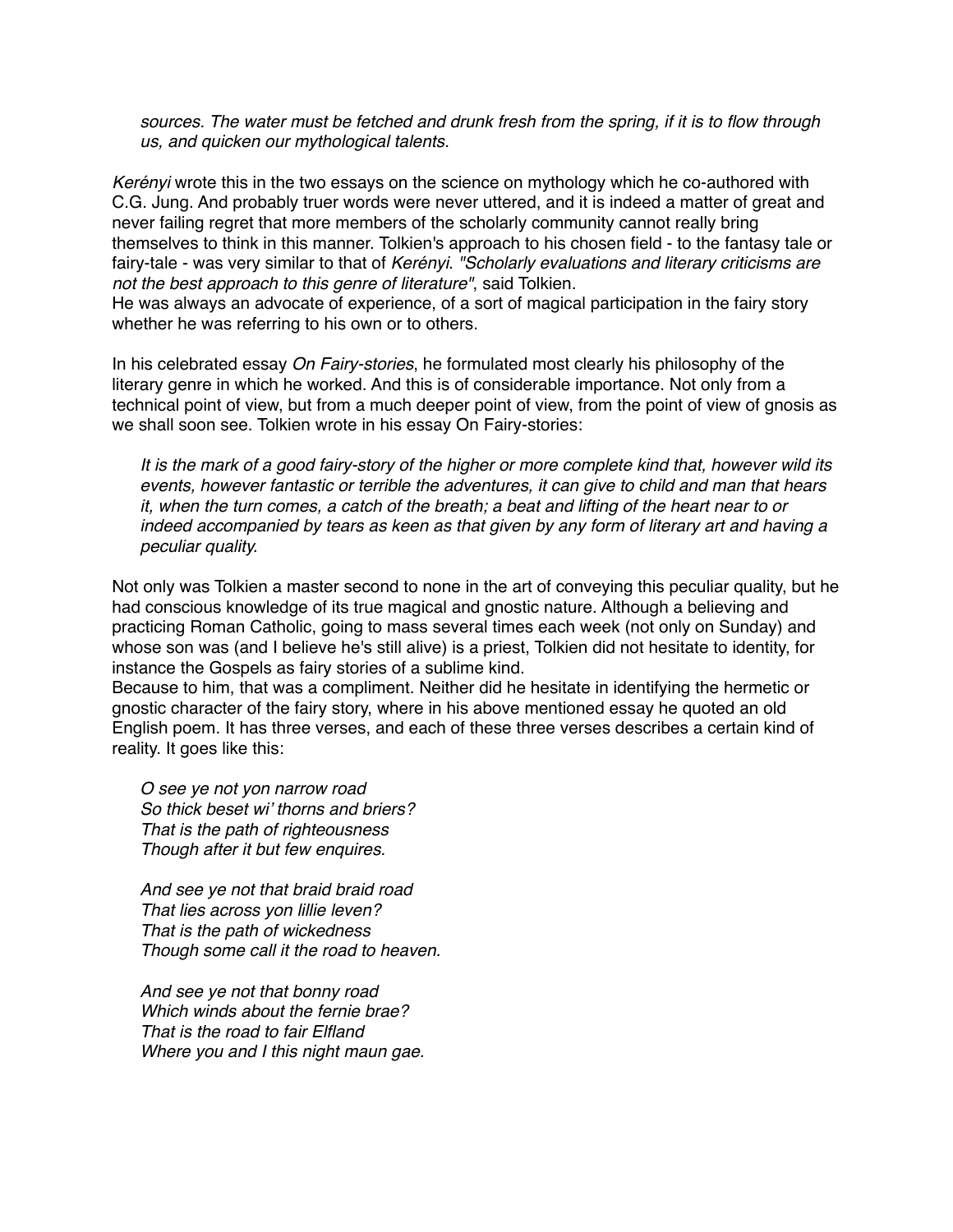*sources. The water must be fetched and drunk fresh from the spring, if it is to flow through us, and quicken our mythological talents.*

*Kerényi* wrote this in the two essays on the science on mythology which he co-authored with C.G. Jung. And probably truer words were never uttered, and it is indeed a matter of great and never failing regret that more members of the scholarly community cannot really bring themselves to think in this manner. Tolkien's approach to his chosen field - to the fantasy tale or fairy-tale - was very similar to that of *Kerényi*. *"Scholarly evaluations and literary criticisms are not the best approach to this genre of literature"*, said Tolkien.
He was always an advocate of experience, of a sort of magical participation in the fairy story whether he was referring to his own or to others.

In his celebrated essay *On Fairy-stories*, he formulated most clearly his philosophy of the literary genre in which he worked. And this is of considerable importance. Not only from a technical point of view, but from a much deeper point of view, from the point of view of gnosis as we shall soon see. Tolkien wrote in his essay On Fairy-stories:

> *It is the mark of a good fairy-story of the higher or more complete kind that, however wild its events, however fantastic or terrible the adventures, it can give to child and man that hears it, when the turn comes, a catch of the breath; a beat and lifting of the heart near to or indeed accompanied by tears as keen as that given by any form of literary art and having a peculiar quality.*

Not only was Tolkien a master second to none in the art of conveying this peculiar quality, but he had conscious knowledge of its true magical and gnostic nature. Although a believing and practicing Roman Catholic, going to mass several times each week (not only on Sunday) and whose son was (and I believe he's still alive) is a priest, Tolkien did not hesitate to identity, for instance the Gospels as fairy stories of a sublime kind.
Because to him, that was a compliment. Neither did he hesitate in identifying the hermetic or gnostic character of the fairy story, where in his above mentioned essay he quoted an old English poem. It has three verses, and each of these three verses describes a certain kind of reality. It goes like this:

> *O see ye not yon narrow road*
> *So thick beset wi' thorns and briers?*
> *That is the path of righteousness*
> *Though after it but few enquires.*
>
> *And see ye not that braid braid road*
> *That lies across yon lillie leven?*
> *That is the path of wickedness*
> *Though some call it the road to heaven.*
>
> *And see ye not that bonny road*
> *Which winds about the fernie brae?*
> *That is the road to fair Elfland*
> *Where you and I this night maun gae.*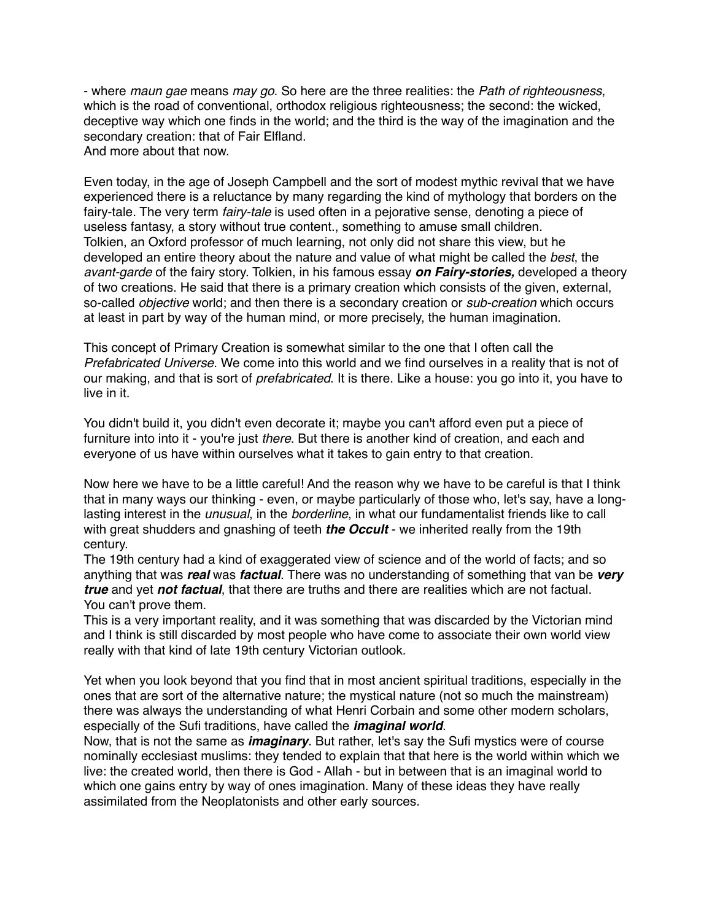- where *maun gae* means *may go*. So here are the three realities: the *Path of righteousness*, which is the road of conventional, orthodox religious righteousness; the second: the wicked, deceptive way which one finds in the world; and the third is the way of the imagination and the secondary creation: that of Fair Elfland.
And more about that now.

Even today, in the age of Joseph Campbell and the sort of modest mythic revival that we have experienced there is a reluctance by many regarding the kind of mythology that borders on the fairy-tale. The very term *fairy-tale* is used often in a pejorative sense, denoting a piece of useless fantasy, a story without true content., something to amuse small children.
Tolkien, an Oxford professor of much learning, not only did not share this view, but he developed an entire theory about the nature and value of what might be called the *best*, the *avant-garde* of the fairy story. Tolkien, in his famous essay ***on Fairy-stories,*** developed a theory of two creations. He said that there is a primary creation which consists of the given, external, so-called *objective* world; and then there is a secondary creation or *sub-creation* which occurs at least in part by way of the human mind, or more precisely, the human imagination.

This concept of Primary Creation is somewhat similar to the one that I often call the *Prefabricated Universe.* We come into this world and we find ourselves in a reality that is not of our making, and that is sort of *prefabricated*. It is there. Like a house: you go into it, you have to live in it.

You didn't build it, you didn't even decorate it; maybe you can't afford even put a piece of furniture into into it - you're just *there*. But there is another kind of creation, and each and everyone of us have within ourselves what it takes to gain entry to that creation.

Now here we have to be a little careful! And the reason why we have to be careful is that I think that in many ways our thinking - even, or maybe particularly of those who, let's say, have a long-lasting interest in the *unusual*, in the *borderline*, in what our fundamentalist friends like to call with great shudders and gnashing of teeth ***the Occult*** - we inherited really from the 19th century.
The 19th century had a kind of exaggerated view of science and of the world of facts; and so anything that was ***real*** was ***factual***. There was no understanding of something that van be ***very true*** and yet ***not factual***, that there are truths and there are realities which are not factual. You can't prove them.
This is a very important reality, and it was something that was discarded by the Victorian mind and I think is still discarded by most people who have come to associate their own world view really with that kind of late 19th century Victorian outlook.

Yet when you look beyond that you find that in most ancient spiritual traditions, especially in the ones that are sort of the alternative nature; the mystical nature (not so much the mainstream) there was always the understanding of what Henri Corbain and some other modern scholars, especially of the Sufi traditions, have called the ***imaginal world***.
Now, that is not the same as ***imaginary***. But rather, let's say the Sufi mystics were of course nominally ecclesiast muslims: they tended to explain that that here is the world within which we live: the created world, then there is God - Allah - but in between that is an imaginal world to which one gains entry by way of ones imagination. Many of these ideas they have really assimilated from the Neoplatonists and other early sources.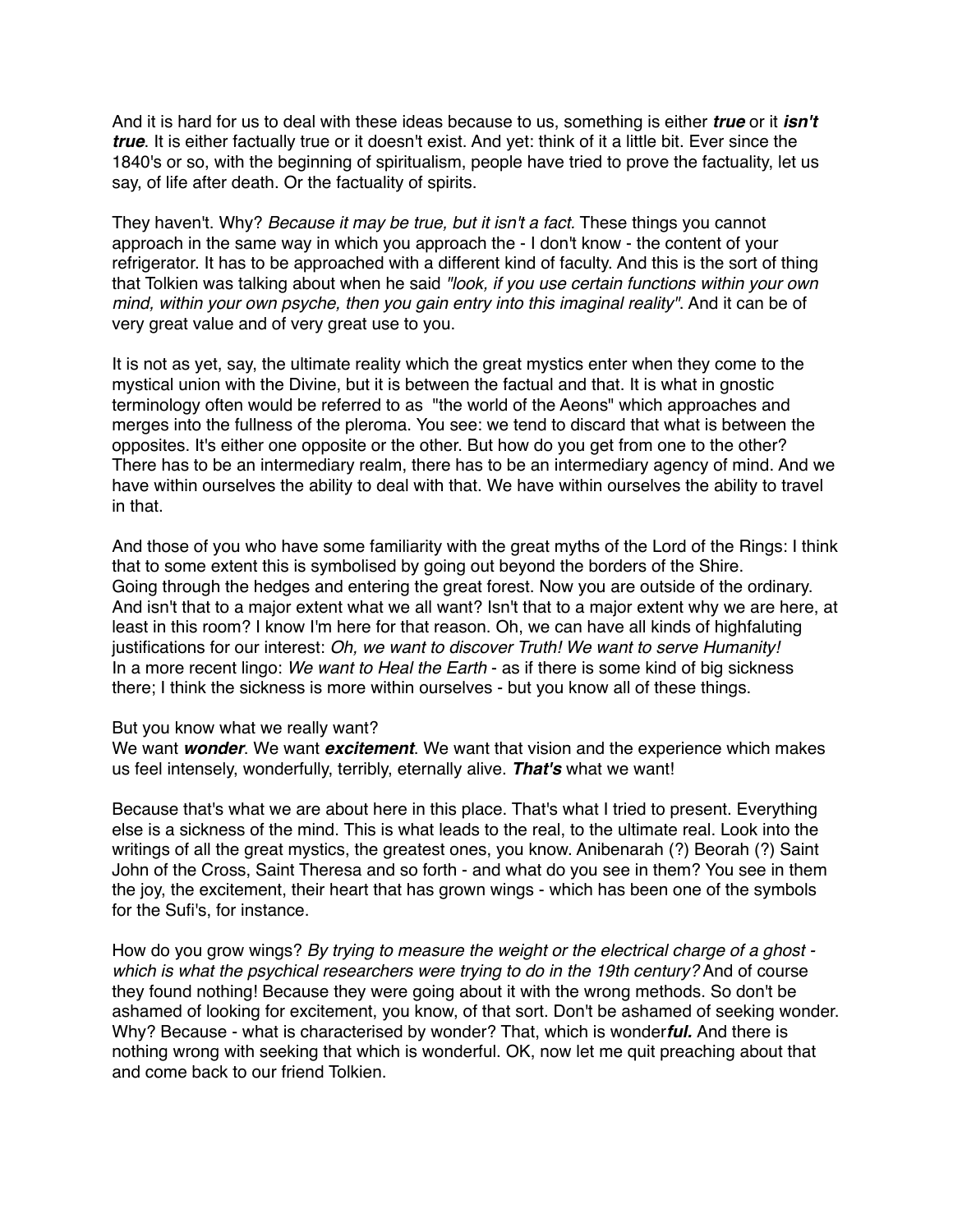And it is hard for us to deal with these ideas because to us, something is either ***true*** or it ***isn't true***. It is either factually true or it doesn't exist. And yet: think of it a little bit. Ever since the 1840's or so, with the beginning of spiritualism, people have tried to prove the factuality, let us say, of life after death. Or the factuality of spirits.

They haven't. Why? *Because it may be true, but it isn't a fact.* These things you cannot approach in the same way in which you approach the - I don't know - the content of your refrigerator. It has to be approached with a different kind of faculty. And this is the sort of thing that Tolkien was talking about when he said *"look, if you use certain functions within your own mind, within your own psyche, then you gain entry into this imaginal reality"*. And it can be of very great value and of very great use to you.

It is not as yet, say, the ultimate reality which the great mystics enter when they come to the mystical union with the Divine, but it is between the factual and that. It is what in gnostic terminology often would be referred to as "the world of the Aeons" which approaches and merges into the fullness of the pleroma. You see: we tend to discard that what is between the opposites. It's either one opposite or the other. But how do you get from one to the other? There has to be an intermediary realm, there has to be an intermediary agency of mind. And we have within ourselves the ability to deal with that. We have within ourselves the ability to travel in that.

And those of you who have some familiarity with the great myths of the Lord of the Rings: I think that to some extent this is symbolised by going out beyond the borders of the Shire. Going through the hedges and entering the great forest. Now you are outside of the ordinary. And isn't that to a major extent what we all want? Isn't that to a major extent why we are here, at least in this room? I know I'm here for that reason. Oh, we can have all kinds of highfaluting justifications for our interest: *Oh, we want to discover Truth! We want to serve Humanity!* In a more recent lingo: *We want to Heal the Earth* - as if there is some kind of big sickness there; I think the sickness is more within ourselves - but you know all of these things.

But you know what we really want?
We want ***wonder***. We want ***excitement***. We want that vision and the experience which makes us feel intensely, wonderfully, terribly, eternally alive. ***That's*** what we want!

Because that's what we are about here in this place. That's what I tried to present. Everything else is a sickness of the mind. This is what leads to the real, to the ultimate real. Look into the writings of all the great mystics, the greatest ones, you know. Anibenarah (?) Beorah (?) Saint John of the Cross, Saint Theresa and so forth - and what do you see in them? You see in them the joy, the excitement, their heart that has grown wings - which has been one of the symbols for the Sufi's, for instance.

How do you grow wings? *By trying to measure the weight or the electrical charge of a ghost - which is what the psychical researchers were trying to do in the 19th century?* And of course they found nothing! Because they were going about it with the wrong methods. So don't be ashamed of looking for excitement, you know, of that sort. Don't be ashamed of seeking wonder. Why? Because - what is characterised by wonder? That, which is wonder***ful.*** And there is nothing wrong with seeking that which is wonderful. OK, now let me quit preaching about that and come back to our friend Tolkien.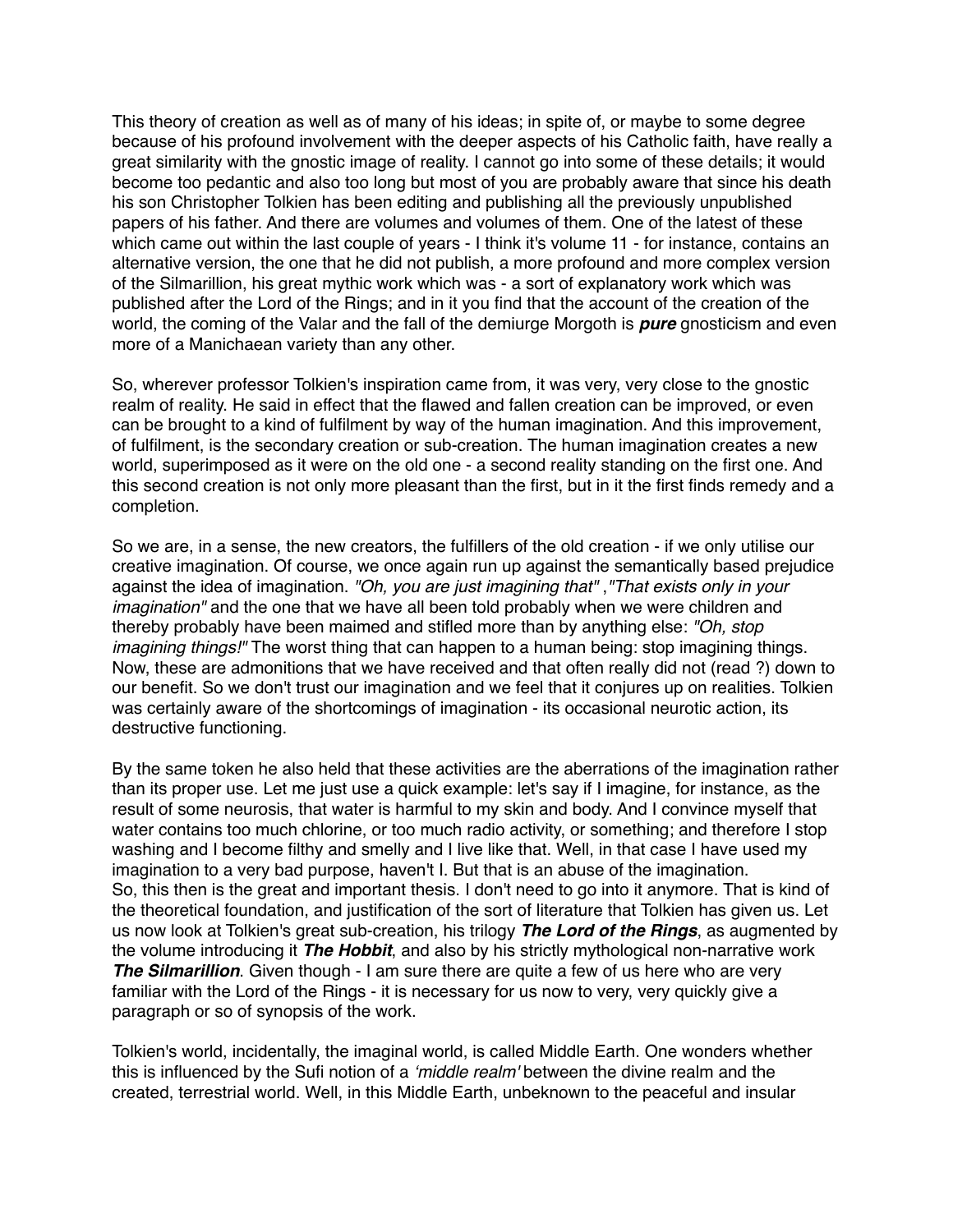This theory of creation as well as of many of his ideas; in spite of, or maybe to some degree because of his profound involvement with the deeper aspects of his Catholic faith, have really a great similarity with the gnostic image of reality. I cannot go into some of these details; it would become too pedantic and also too long but most of you are probably aware that since his death his son Christopher Tolkien has been editing and publishing all the previously unpublished papers of his father. And there are volumes and volumes of them. One of the latest of these which came out within the last couple of years - I think it's volume 11 - for instance, contains an alternative version, the one that he did not publish, a more profound and more complex version of the Silmarillion, his great mythic work which was - a sort of explanatory work which was published after the Lord of the Rings; and in it you find that the account of the creation of the world, the coming of the Valar and the fall of the demiurge Morgoth is ***pure*** gnosticism and even more of a Manichaean variety than any other.

So, wherever professor Tolkien's inspiration came from, it was very, very close to the gnostic realm of reality. He said in effect that the flawed and fallen creation can be improved, or even can be brought to a kind of fulfilment by way of the human imagination. And this improvement, of fulfilment, is the secondary creation or sub-creation. The human imagination creates a new world, superimposed as it were on the old one - a second reality standing on the first one. And this second creation is not only more pleasant than the first, but in it the first finds remedy and a completion.

So we are, in a sense, the new creators, the fulfillers of the old creation - if we only utilise our creative imagination. Of course, we once again run up against the semantically based prejudice against the idea of imagination. *"Oh, you are just imagining that"* ,*"That exists only in your imagination"* and the one that we have all been told probably when we were children and thereby probably have been maimed and stifled more than by anything else: *"Oh, stop imagining things!"* The worst thing that can happen to a human being: stop imagining things. Now, these are admonitions that we have received and that often really did not (read ?) down to our benefit. So we don't trust our imagination and we feel that it conjures up on realities. Tolkien was certainly aware of the shortcomings of imagination - its occasional neurotic action, its destructive functioning.

By the same token he also held that these activities are the aberrations of the imagination rather than its proper use. Let me just use a quick example: let's say if I imagine, for instance, as the result of some neurosis, that water is harmful to my skin and body. And I convince myself that water contains too much chlorine, or too much radio activity, or something; and therefore I stop washing and I become filthy and smelly and I live like that. Well, in that case I have used my imagination to a very bad purpose, haven't I. But that is an abuse of the imagination.
So, this then is the great and important thesis. I don't need to go into it anymore. That is kind of the theoretical foundation, and justification of the sort of literature that Tolkien has given us. Let us now look at Tolkien's great sub-creation, his trilogy ***The Lord of the Rings***, as augmented by the volume introducing it ***The Hobbit***, and also by his strictly mythological non-narrative work ***The Silmarillion***. Given though - I am sure there are quite a few of us here who are very familiar with the Lord of the Rings - it is necessary for us now to very, very quickly give a paragraph or so of synopsis of the work.

Tolkien's world, incidentally, the imaginal world, is called Middle Earth. One wonders whether this is influenced by the Sufi notion of a *'middle realm'* between the divine realm and the created, terrestrial world. Well, in this Middle Earth, unbeknown to the peaceful and insular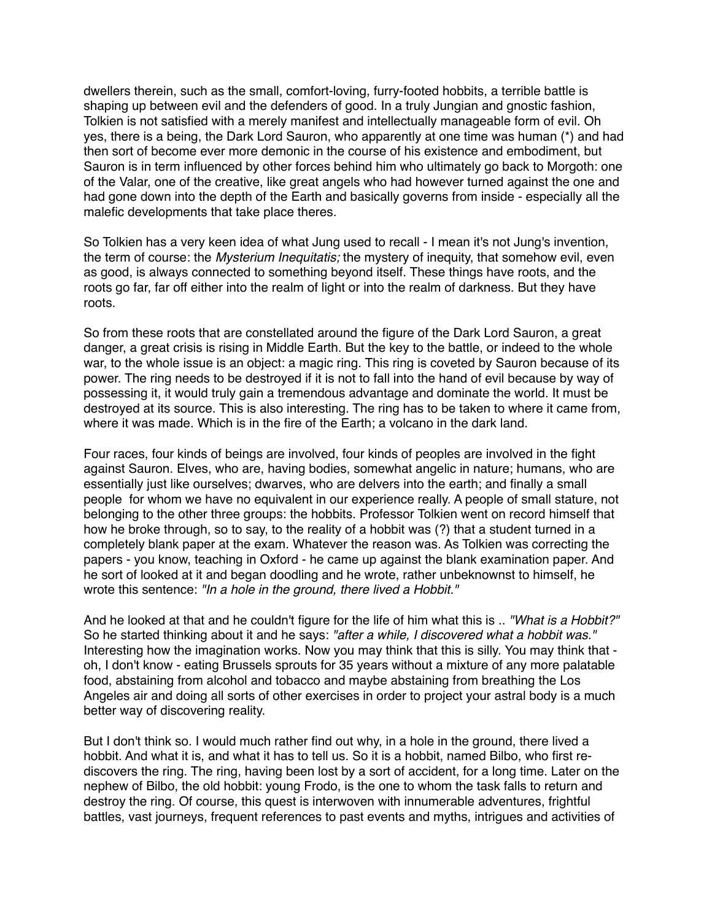dwellers therein, such as the small, comfort-loving, furry-footed hobbits, a terrible battle is shaping up between evil and the defenders of good. In a truly Jungian and gnostic fashion, Tolkien is not satisfied with a merely manifest and intellectually manageable form of evil. Oh yes, there is a being, the Dark Lord Sauron, who apparently at one time was human (*) and had then sort of become ever more demonic in the course of his existence and embodiment, but Sauron is in term influenced by other forces behind him who ultimately go back to Morgoth: one of the Valar, one of the creative, like great angels who had however turned against the one and had gone down into the depth of the Earth and basically governs from inside - especially all the malefic developments that take place theres.

So Tolkien has a very keen idea of what Jung used to recall - I mean it's not Jung's invention, the term of course: the *Mysterium Inequitatis;* the mystery of inequity, that somehow evil, even as good, is always connected to something beyond itself. These things have roots, and the roots go far, far off either into the realm of light or into the realm of darkness. But they have roots.

So from these roots that are constellated around the figure of the Dark Lord Sauron, a great danger, a great crisis is rising in Middle Earth. But the key to the battle, or indeed to the whole war, to the whole issue is an object: a magic ring. This ring is coveted by Sauron because of its power. The ring needs to be destroyed if it is not to fall into the hand of evil because by way of possessing it, it would truly gain a tremendous advantage and dominate the world. It must be destroyed at its source. This is also interesting. The ring has to be taken to where it came from, where it was made. Which is in the fire of the Earth; a volcano in the dark land.

Four races, four kinds of beings are involved, four kinds of peoples are involved in the fight against Sauron. Elves, who are, having bodies, somewhat angelic in nature; humans, who are essentially just like ourselves; dwarves, who are delvers into the earth; and finally a small people for whom we have no equivalent in our experience really. A people of small stature, not belonging to the other three groups: the hobbits. Professor Tolkien went on record himself that how he broke through, so to say, to the reality of a hobbit was (?) that a student turned in a completely blank paper at the exam. Whatever the reason was. As Tolkien was correcting the papers - you know, teaching in Oxford - he came up against the blank examination paper. And he sort of looked at it and began doodling and he wrote, rather unbeknownst to himself, he wrote this sentence: *"In a hole in the ground, there lived a Hobbit."*

And he looked at that and he couldn't figure for the life of him what this is .. *"What is a Hobbit?"* So he started thinking about it and he says: *"after a while, I discovered what a hobbit was."* Interesting how the imagination works. Now you may think that this is silly. You may think that - oh, I don't know - eating Brussels sprouts for 35 years without a mixture of any more palatable food, abstaining from alcohol and tobacco and maybe abstaining from breathing the Los Angeles air and doing all sorts of other exercises in order to project your astral body is a much better way of discovering reality.

But I don't think so. I would much rather find out why, in a hole in the ground, there lived a hobbit. And what it is, and what it has to tell us. So it is a hobbit, named Bilbo, who first re-discovers the ring. The ring, having been lost by a sort of accident, for a long time. Later on the nephew of Bilbo, the old hobbit: young Frodo, is the one to whom the task falls to return and destroy the ring. Of course, this quest is interwoven with innumerable adventures, frightful battles, vast journeys, frequent references to past events and myths, intrigues and activities of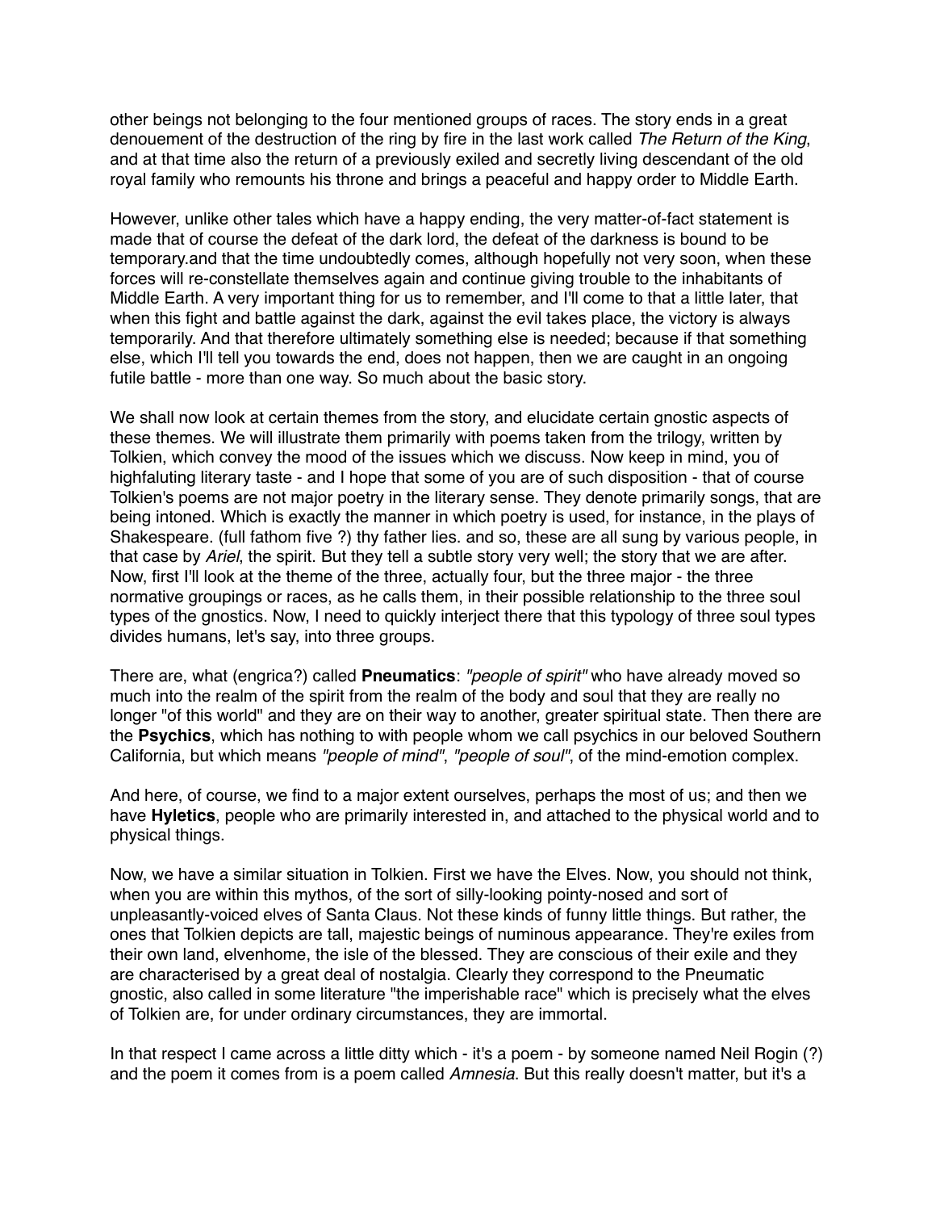other beings not belonging to the four mentioned groups of races. The story ends in a great denouement of the destruction of the ring by fire in the last work called *The Return of the King*, and at that time also the return of a previously exiled and secretly living descendant of the old royal family who remounts his throne and brings a peaceful and happy order to Middle Earth.

However, unlike other tales which have a happy ending, the very matter-of-fact statement is made that of course the defeat of the dark lord, the defeat of the darkness is bound to be temporary.and that the time undoubtedly comes, although hopefully not very soon, when these forces will re-constellate themselves again and continue giving trouble to the inhabitants of Middle Earth. A very important thing for us to remember, and I'll come to that a little later, that when this fight and battle against the dark, against the evil takes place, the victory is always temporarily. And that therefore ultimately something else is needed; because if that something else, which I'll tell you towards the end, does not happen, then we are caught in an ongoing futile battle - more than one way. So much about the basic story.

We shall now look at certain themes from the story, and elucidate certain gnostic aspects of these themes. We will illustrate them primarily with poems taken from the trilogy, written by Tolkien, which convey the mood of the issues which we discuss. Now keep in mind, you of highfaluting literary taste - and I hope that some of you are of such disposition - that of course Tolkien's poems are not major poetry in the literary sense. They denote primarily songs, that are being intoned. Which is exactly the manner in which poetry is used, for instance, in the plays of Shakespeare. (full fathom five ?) thy father lies. and so, these are all sung by various people, in that case by *Ariel*, the spirit. But they tell a subtle story very well; the story that we are after. Now, first I'll look at the theme of the three, actually four, but the three major - the three normative groupings or races, as he calls them, in their possible relationship to the three soul types of the gnostics. Now, I need to quickly interject there that this typology of three soul types divides humans, let's say, into three groups.

There are, what (engrica?) called **Pneumatics**: *"people of spirit"* who have already moved so much into the realm of the spirit from the realm of the body and soul that they are really no longer "of this world" and they are on their way to another, greater spiritual state. Then there are the **Psychics**, which has nothing to with people whom we call psychics in our beloved Southern California, but which means *"people of mind"*, *"people of soul"*, of the mind-emotion complex.

And here, of course, we find to a major extent ourselves, perhaps the most of us; and then we have **Hyletics**, people who are primarily interested in, and attached to the physical world and to physical things.

Now, we have a similar situation in Tolkien. First we have the Elves. Now, you should not think, when you are within this mythos, of the sort of silly-looking pointy-nosed and sort of unpleasantly-voiced elves of Santa Claus. Not these kinds of funny little things. But rather, the ones that Tolkien depicts are tall, majestic beings of numinous appearance. They're exiles from their own land, elvenhome, the isle of the blessed. They are conscious of their exile and they are characterised by a great deal of nostalgia. Clearly they correspond to the Pneumatic gnostic, also called in some literature "the imperishable race" which is precisely what the elves of Tolkien are, for under ordinary circumstances, they are immortal.

In that respect I came across a little ditty which - it's a poem - by someone named Neil Rogin (?) and the poem it comes from is a poem called *Amnesia*. But this really doesn't matter, but it's a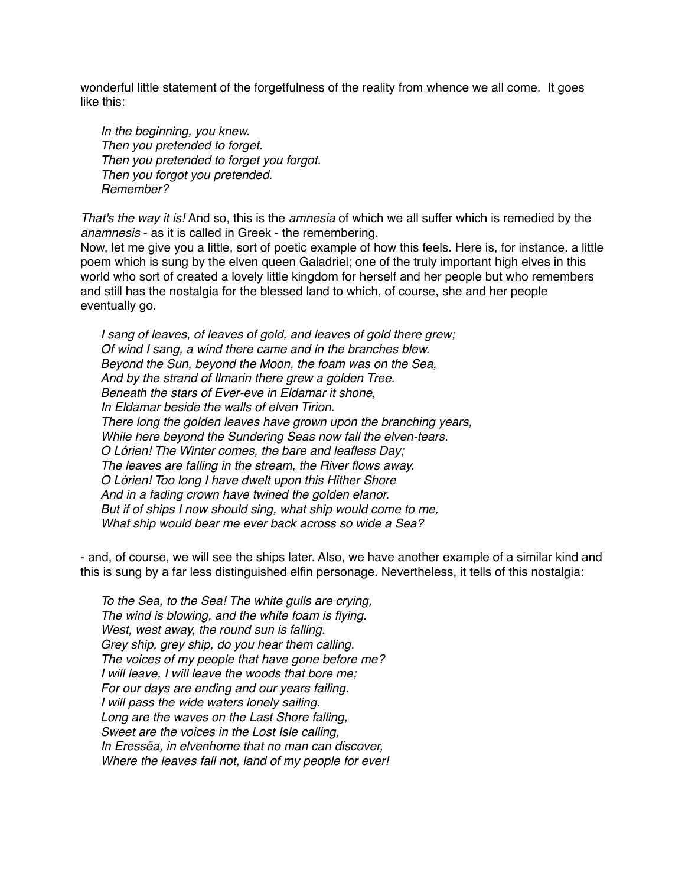wonderful little statement of the forgetfulness of the reality from whence we all come. It goes like this:

> *In the beginning, you knew.*
> *Then you pretended to forget.*
> *Then you pretended to forget you forgot.*
> *Then you forgot you pretended.*
> *Remember?*

*That's the way it is!* And so, this is the *amnesia* of which we all suffer which is remedied by the *anamnesis* - as it is called in Greek - the remembering.
Now, let me give you a little, sort of poetic example of how this feels. Here is, for instance. a little poem which is sung by the elven queen Galadriel; one of the truly important high elves in this world who sort of created a lovely little kingdom for herself and her people but who remembers and still has the nostalgia for the blessed land to which, of course, she and her people eventually go.

> *I sang of leaves, of leaves of gold, and leaves of gold there grew;*
> *Of wind I sang, a wind there came and in the branches blew.*
> *Beyond the Sun, beyond the Moon, the foam was on the Sea,*
> *And by the strand of Ilmarin there grew a golden Tree.*
> *Beneath the stars of Ever-eve in Eldamar it shone,*
> *In Eldamar beside the walls of elven Tirion.*
> *There long the golden leaves have grown upon the branching years,*
> *While here beyond the Sundering Seas now fall the elven-tears.*
> *O Lórien! The Winter comes, the bare and leafless Day;*
> *The leaves are falling in the stream, the River flows away.*
> *O Lórien! Too long I have dwelt upon this Hither Shore*
> *And in a fading crown have twined the golden elanor.*
> *But if of ships I now should sing, what ship would come to me,*
> *What ship would bear me ever back across so wide a Sea?*

- and, of course, we will see the ships later. Also, we have another example of a similar kind and this is sung by a far less distinguished elfin personage. Nevertheless, it tells of this nostalgia:

> *To the Sea, to the Sea! The white gulls are crying,*
> *The wind is blowing, and the white foam is flying.*
> *West, west away, the round sun is falling.*
> *Grey ship, grey ship, do you hear them calling.*
> *The voices of my people that have gone before me?*
> *I will leave, I will leave the woods that bore me;*
> *For our days are ending and our years failing.*
> *I will pass the wide waters lonely sailing.*
> *Long are the waves on the Last Shore falling,*
> *Sweet are the voices in the Lost Isle calling,*
> *In Eressëa, in elvenhome that no man can discover,*
> *Where the leaves fall not, land of my people for ever!*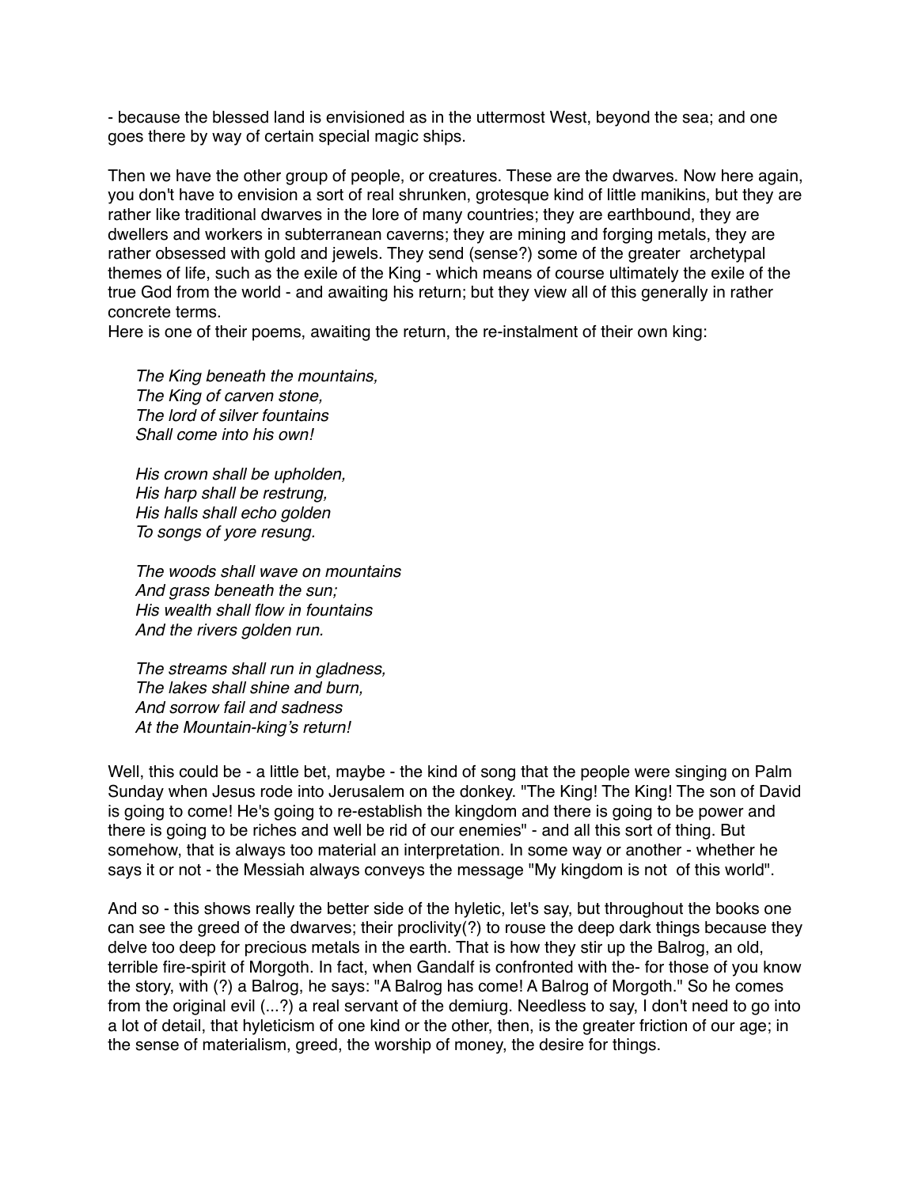- because the blessed land is envisioned as in the uttermost West, beyond the sea; and one goes there by way of certain special magic ships.

Then we have the other group of people, or creatures. These are the dwarves. Now here again, you don't have to envision a sort of real shrunken, grotesque kind of little manikins, but they are rather like traditional dwarves in the lore of many countries; they are earthbound, they are dwellers and workers in subterranean caverns; they are mining and forging metals, they are rather obsessed with gold and jewels. They send (sense?) some of the greater archetypal themes of life, such as the exile of the King - which means of course ultimately the exile of the true God from the world - and awaiting his return; but they view all of this generally in rather concrete terms.
Here is one of their poems, awaiting the return, the re-instalment of their own king:

> *The King beneath the mountains,*
> *The King of carven stone,*
> *The lord of silver fountains*
> *Shall come into his own!*
>
> *His crown shall be upholden,*
> *His harp shall be restrung,*
> *His halls shall echo golden*
> *To songs of yore resung.*
>
> *The woods shall wave on mountains*
> *And grass beneath the sun;*
> *His wealth shall flow in fountains*
> *And the rivers golden run.*
>
> *The streams shall run in gladness,*
> *The lakes shall shine and burn,*
> *And sorrow fail and sadness*
> *At the Mountain-king's return!*

Well, this could be - a little bet, maybe - the kind of song that the people were singing on Palm Sunday when Jesus rode into Jerusalem on the donkey. "The King! The King! The son of David is going to come! He's going to re-establish the kingdom and there is going to be power and there is going to be riches and well be rid of our enemies" - and all this sort of thing. But somehow, that is always too material an interpretation. In some way or another - whether he says it or not - the Messiah always conveys the message "My kingdom is not of this world".

And so - this shows really the better side of the hyletic, let's say, but throughout the books one can see the greed of the dwarves; their proclivity(?) to rouse the deep dark things because they delve too deep for precious metals in the earth. That is how they stir up the Balrog, an old, terrible fire-spirit of Morgoth. In fact, when Gandalf is confronted with the- for those of you know the story, with (?) a Balrog, he says: "A Balrog has come! A Balrog of Morgoth." So he comes from the original evil (...?) a real servant of the demiurg. Needless to say, I don't need to go into a lot of detail, that hyleticism of one kind or the other, then, is the greater friction of our age; in the sense of materialism, greed, the worship of money, the desire for things.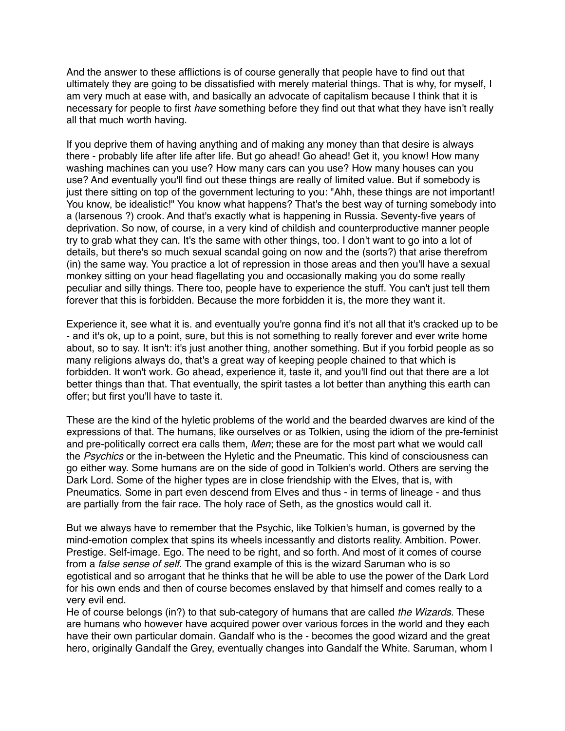And the answer to these afflictions is of course generally that people have to find out that ultimately they are going to be dissatisfied with merely material things. That is why, for myself, I am very much at ease with, and basically an advocate of capitalism because I think that it is necessary for people to first *have* something before they find out that what they have isn't really all that much worth having.

If you deprive them of having anything and of making any money than that desire is always there - probably life after life after life. But go ahead! Go ahead! Get it, you know! How many washing machines can you use? How many cars can you use? How many houses can you use? And eventually you'll find out these things are really of limited value. But if somebody is just there sitting on top of the government lecturing to you: "Ahh, these things are not important! You know, be idealistic!" You know what happens? That's the best way of turning somebody into a (larsenous ?) crook. And that's exactly what is happening in Russia. Seventy-five years of deprivation. So now, of course, in a very kind of childish and counterproductive manner people try to grab what they can. It's the same with other things, too. I don't want to go into a lot of details, but there's so much sexual scandal going on now and the (sorts?) that arise therefrom (in) the same way. You practice a lot of repression in those areas and then you'll have a sexual monkey sitting on your head flagellating you and occasionally making you do some really peculiar and silly things. There too, people have to experience the stuff. You can't just tell them forever that this is forbidden. Because the more forbidden it is, the more they want it.

Experience it, see what it is. and eventually you're gonna find it's not all that it's cracked up to be - and it's ok, up to a point, sure, but this is not something to really forever and ever write home about, so to say. It isn't: it's just another thing, another something. But if you forbid people as so many religions always do, that's a great way of keeping people chained to that which is forbidden. It won't work. Go ahead, experience it, taste it, and you'll find out that there are a lot better things than that. That eventually, the spirit tastes a lot better than anything this earth can offer; but first you'll have to taste it.

These are the kind of the hyletic problems of the world and the bearded dwarves are kind of the expressions of that. The humans, like ourselves or as Tolkien, using the idiom of the pre-feminist and pre-politically correct era calls them, *Men*; these are for the most part what we would call the *Psychics* or the in-between the Hyletic and the Pneumatic. This kind of consciousness can go either way. Some humans are on the side of good in Tolkien's world. Others are serving the Dark Lord. Some of the higher types are in close friendship with the Elves, that is, with Pneumatics. Some in part even descend from Elves and thus - in terms of lineage - and thus are partially from the fair race. The holy race of Seth, as the gnostics would call it.

But we always have to remember that the Psychic, like Tolkien's human, is governed by the mind-emotion complex that spins its wheels incessantly and distorts reality. Ambition. Power. Prestige. Self-image. Ego. The need to be right, and so forth. And most of it comes of course from a *false sense of self*. The grand example of this is the wizard Saruman who is so egotistical and so arrogant that he thinks that he will be able to use the power of the Dark Lord for his own ends and then of course becomes enslaved by that himself and comes really to a very evil end.
He of course belongs (in?) to that sub-category of humans that are called *the Wizards*. These are humans who however have acquired power over various forces in the world and they each have their own particular domain. Gandalf who is the - becomes the good wizard and the great hero, originally Gandalf the Grey, eventually changes into Gandalf the White. Saruman, whom I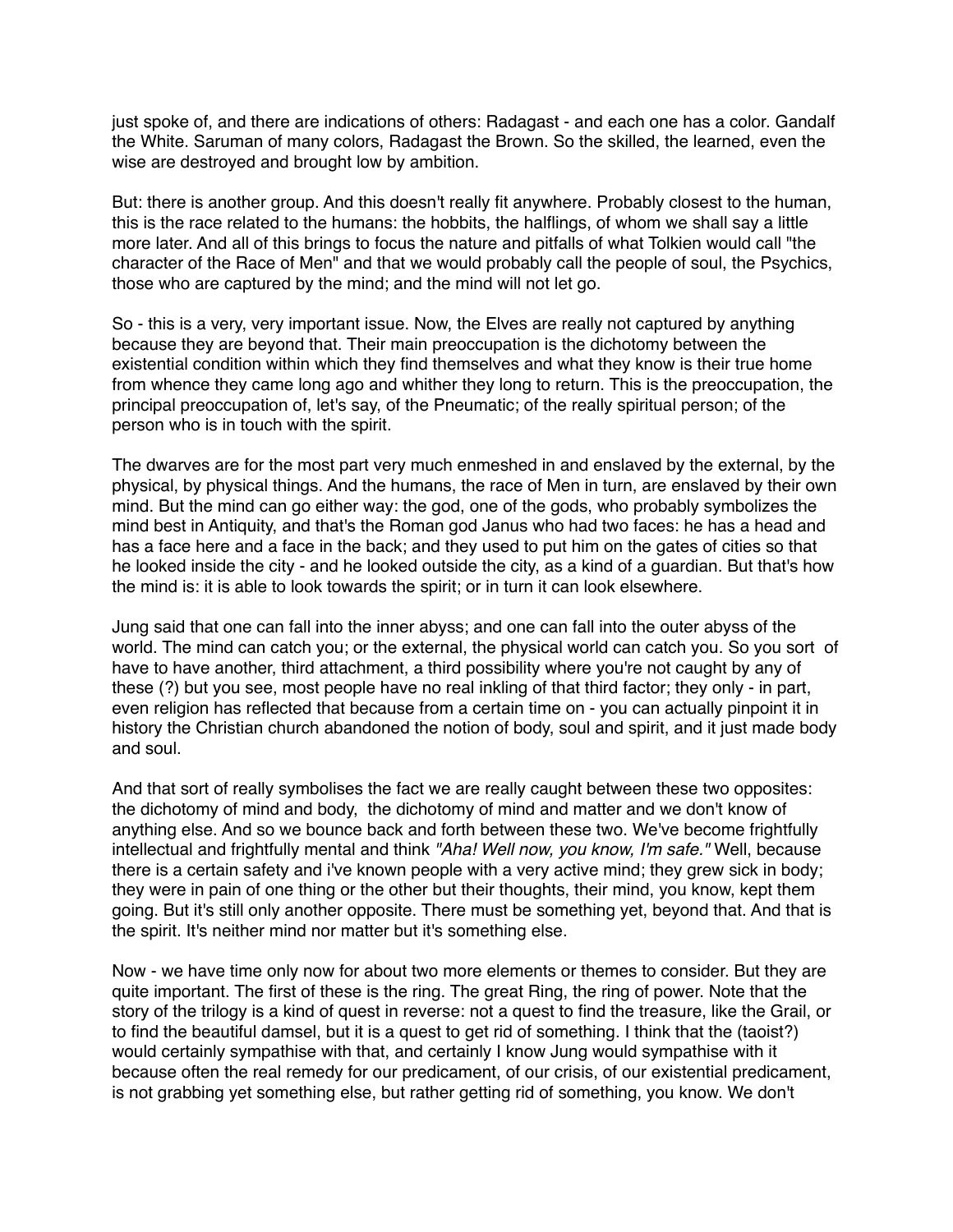just spoke of, and there are indications of others: Radagast - and each one has a color. Gandalf the White. Saruman of many colors, Radagast the Brown. So the skilled, the learned, even the wise are destroyed and brought low by ambition.

But: there is another group. And this doesn't really fit anywhere. Probably closest to the human, this is the race related to the humans: the hobbits, the halflings, of whom we shall say a little more later. And all of this brings to focus the nature and pitfalls of what Tolkien would call "the character of the Race of Men" and that we would probably call the people of soul, the Psychics, those who are captured by the mind; and the mind will not let go.

So - this is a very, very important issue. Now, the Elves are really not captured by anything because they are beyond that. Their main preoccupation is the dichotomy between the existential condition within which they find themselves and what they know is their true home from whence they came long ago and whither they long to return. This is the preoccupation, the principal preoccupation of, let's say, of the Pneumatic; of the really spiritual person; of the person who is in touch with the spirit.

The dwarves are for the most part very much enmeshed in and enslaved by the external, by the physical, by physical things. And the humans, the race of Men in turn, are enslaved by their own mind. But the mind can go either way: the god, one of the gods, who probably symbolizes the mind best in Antiquity, and that's the Roman god Janus who had two faces: he has a head and has a face here and a face in the back; and they used to put him on the gates of cities so that he looked inside the city - and he looked outside the city, as a kind of a guardian. But that's how the mind is: it is able to look towards the spirit; or in turn it can look elsewhere.

Jung said that one can fall into the inner abyss; and one can fall into the outer abyss of the world. The mind can catch you; or the external, the physical world can catch you. So you sort of have to have another, third attachment, a third possibility where you're not caught by any of these (?) but you see, most people have no real inkling of that third factor; they only - in part, even religion has reflected that because from a certain time on - you can actually pinpoint it in history the Christian church abandoned the notion of body, soul and spirit, and it just made body and soul.

And that sort of really symbolises the fact we are really caught between these two opposites: the dichotomy of mind and body, the dichotomy of mind and matter and we don't know of anything else. And so we bounce back and forth between these two. We've become frightfully intellectual and frightfully mental and think *"Aha! Well now, you know, I'm safe."* Well, because there is a certain safety and i've known people with a very active mind; they grew sick in body; they were in pain of one thing or the other but their thoughts, their mind, you know, kept them going. But it's still only another opposite. There must be something yet, beyond that. And that is the spirit. It's neither mind nor matter but it's something else.

Now - we have time only now for about two more elements or themes to consider. But they are quite important. The first of these is the ring. The great Ring, the ring of power. Note that the story of the trilogy is a kind of quest in reverse: not a quest to find the treasure, like the Grail, or to find the beautiful damsel, but it is a quest to get rid of something. I think that the (taoist?) would certainly sympathise with that, and certainly I know Jung would sympathise with it because often the real remedy for our predicament, of our crisis, of our existential predicament, is not grabbing yet something else, but rather getting rid of something, you know. We don't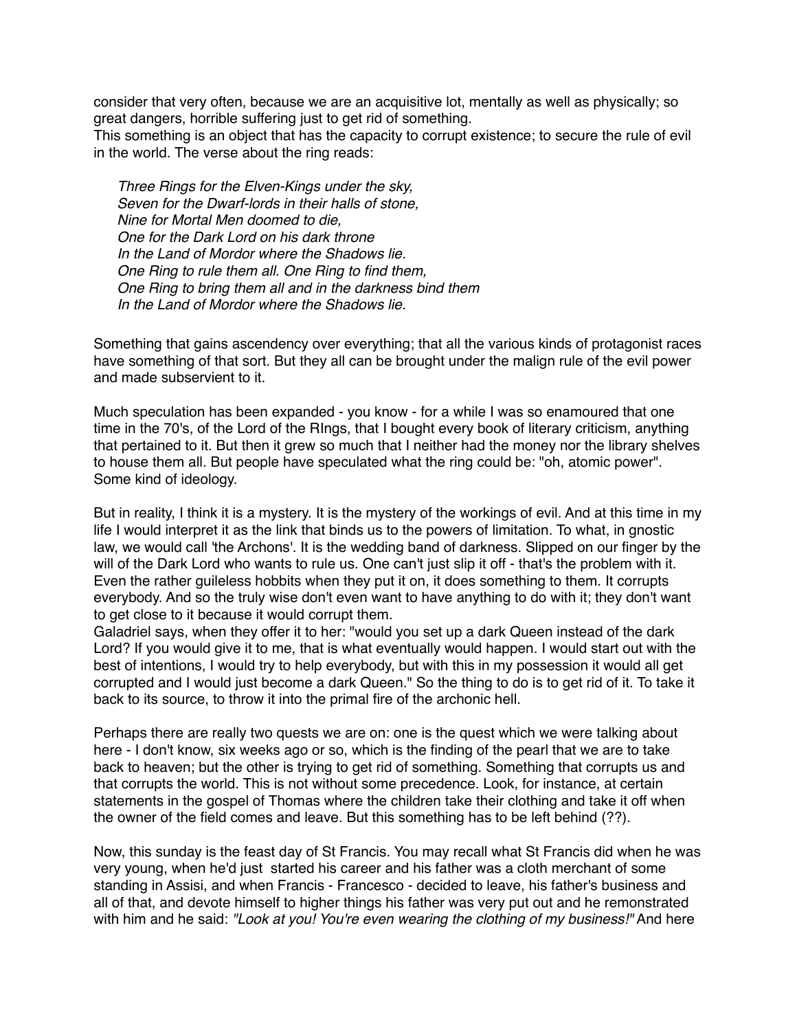consider that very often, because we are an acquisitive lot, mentally as well as physically; so great dangers, horrible suffering just to get rid of something.
This something is an object that has the capacity to corrupt existence; to secure the rule of evil in the world. The verse about the ring reads:

> *Three Rings for the Elven-Kings under the sky,*
> *Seven for the Dwarf-lords in their halls of stone,*
> *Nine for Mortal Men doomed to die,*
> *One for the Dark Lord on his dark throne*
> *In the Land of Mordor where the Shadows lie.*
> *One Ring to rule them all. One Ring to find them,*
> *One Ring to bring them all and in the darkness bind them*
> *In the Land of Mordor where the Shadows lie.*

Something that gains ascendency over everything; that all the various kinds of protagonist races have something of that sort. But they all can be brought under the malign rule of the evil power and made subservient to it.

Much speculation has been expanded - you know - for a while I was so enamoured that one time in the 70's, of the Lord of the RIngs, that I bought every book of literary criticism, anything that pertained to it. But then it grew so much that I neither had the money nor the library shelves to house them all. But people have speculated what the ring could be: "oh, atomic power". Some kind of ideology.

But in reality, I think it is a mystery. It is the mystery of the workings of evil. And at this time in my life I would interpret it as the link that binds us to the powers of limitation. To what, in gnostic law, we would call 'the Archons'. It is the wedding band of darkness. Slipped on our finger by the will of the Dark Lord who wants to rule us. One can't just slip it off - that's the problem with it. Even the rather guileless hobbits when they put it on, it does something to them. It corrupts everybody. And so the truly wise don't even want to have anything to do with it; they don't want to get close to it because it would corrupt them.
Galadriel says, when they offer it to her: "would you set up a dark Queen instead of the dark Lord? If you would give it to me, that is what eventually would happen. I would start out with the best of intentions, I would try to help everybody, but with this in my possession it would all get corrupted and I would just become a dark Queen." So the thing to do is to get rid of it. To take it back to its source, to throw it into the primal fire of the archonic hell.

Perhaps there are really two quests we are on: one is the quest which we were talking about here - I don't know, six weeks ago or so, which is the finding of the pearl that we are to take back to heaven; but the other is trying to get rid of something. Something that corrupts us and that corrupts the world. This is not without some precedence. Look, for instance, at certain statements in the gospel of Thomas where the children take their clothing and take it off when the owner of the field comes and leave. But this something has to be left behind (??).

Now, this sunday is the feast day of St Francis. You may recall what St Francis did when he was very young, when he'd just started his career and his father was a cloth merchant of some standing in Assisi, and when Francis - Francesco - decided to leave, his father's business and all of that, and devote himself to higher things his father was very put out and he remonstrated with him and he said: *"Look at you! You're even wearing the clothing of my business!"* And here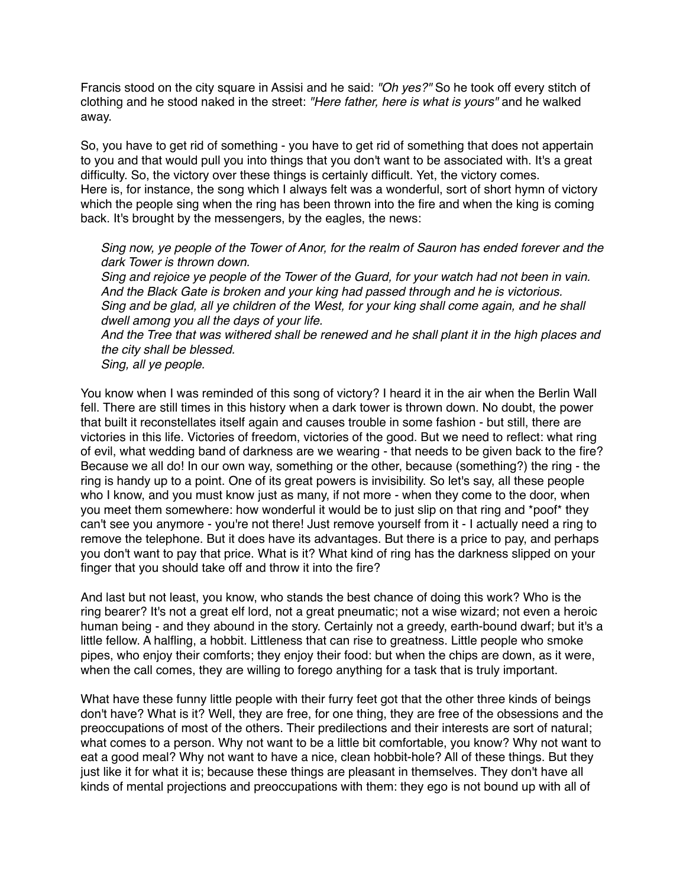Francis stood on the city square in Assisi and he said: *"Oh yes?"* So he took off every stitch of clothing and he stood naked in the street: *"Here father, here is what is yours"* and he walked away.

So, you have to get rid of something - you have to get rid of something that does not appertain to you and that would pull you into things that you don't want to be associated with. It's a great difficulty. So, the victory over these things is certainly difficult. Yet, the victory comes. Here is, for instance, the song which I always felt was a wonderful, sort of short hymn of victory which the people sing when the ring has been thrown into the fire and when the king is coming back. It's brought by the messengers, by the eagles, the news:

> *Sing now, ye people of the Tower of Anor, for the realm of Sauron has ended forever and the dark Tower is thrown down.*
> *Sing and rejoice ye people of the Tower of the Guard, for your watch had not been in vain. And the Black Gate is broken and your king had passed through and he is victorious.*
> *Sing and be glad, all ye children of the West, for your king shall come again, and he shall dwell among you all the days of your life.*
> *And the Tree that was withered shall be renewed and he shall plant it in the high places and the city shall be blessed.*
> *Sing, all ye people.*

You know when I was reminded of this song of victory? I heard it in the air when the Berlin Wall fell. There are still times in this history when a dark tower is thrown down. No doubt, the power that built it reconstellates itself again and causes trouble in some fashion - but still, there are victories in this life. Victories of freedom, victories of the good. But we need to reflect: what ring of evil, what wedding band of darkness are we wearing - that needs to be given back to the fire? Because we all do! In our own way, something or the other, because (something?) the ring - the ring is handy up to a point. One of its great powers is invisibility. So let's say, all these people who I know, and you must know just as many, if not more - when they come to the door, when you meet them somewhere: how wonderful it would be to just slip on that ring and *poof* they can't see you anymore - you're not there! Just remove yourself from it - I actually need a ring to remove the telephone. But it does have its advantages. But there is a price to pay, and perhaps you don't want to pay that price. What is it? What kind of ring has the darkness slipped on your finger that you should take off and throw it into the fire?

And last but not least, you know, who stands the best chance of doing this work? Who is the ring bearer? It's not a great elf lord, not a great pneumatic; not a wise wizard; not even a heroic human being - and they abound in the story. Certainly not a greedy, earth-bound dwarf; but it's a little fellow. A halfling, a hobbit. Littleness that can rise to greatness. Little people who smoke pipes, who enjoy their comforts; they enjoy their food: but when the chips are down, as it were, when the call comes, they are willing to forego anything for a task that is truly important.

What have these funny little people with their furry feet got that the other three kinds of beings don't have? What is it? Well, they are free, for one thing, they are free of the obsessions and the preoccupations of most of the others. Their predilections and their interests are sort of natural; what comes to a person. Why not want to be a little bit comfortable, you know? Why not want to eat a good meal? Why not want to have a nice, clean hobbit-hole? All of these things. But they just like it for what it is; because these things are pleasant in themselves. They don't have all kinds of mental projections and preoccupations with them: they ego is not bound up with all of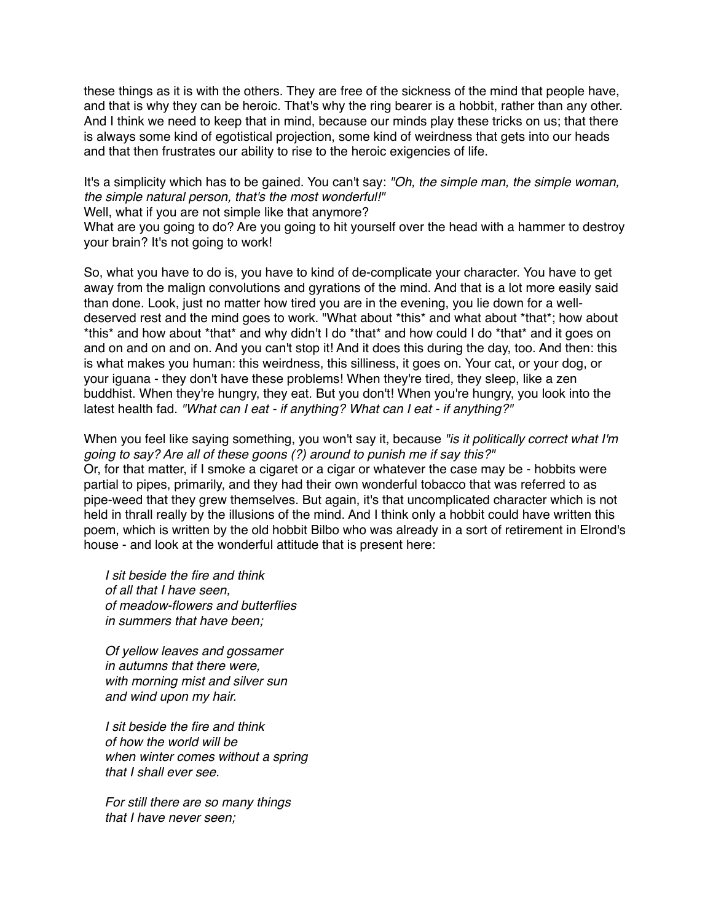these things as it is with the others. They are free of the sickness of the mind that people have, and that is why they can be heroic. That's why the ring bearer is a hobbit, rather than any other. And I think we need to keep that in mind, because our minds play these tricks on us; that there is always some kind of egotistical projection, some kind of weirdness that gets into our heads and that then frustrates our ability to rise to the heroic exigencies of life.

It's a simplicity which has to be gained. You can't say: *"Oh, the simple man, the simple woman, the simple natural person, that's the most wonderful!"*
Well, what if you are not simple like that anymore?
What are you going to do? Are you going to hit yourself over the head with a hammer to destroy your brain? It's not going to work!

So, what you have to do is, you have to kind of de-complicate your character. You have to get away from the malign convolutions and gyrations of the mind. And that is a lot more easily said than done. Look, just no matter how tired you are in the evening, you lie down for a well-deserved rest and the mind goes to work. "What about *this* and what about *that*; how about *this* and how about *that* and why didn't I do *that* and how could I do *that* and it goes on and on and on and on. And you can't stop it! And it does this during the day, too. And then: this is what makes you human: this weirdness, this silliness, it goes on. Your cat, or your dog, or your iguana - they don't have these problems! When they're tired, they sleep, like a zen buddhist. When they're hungry, they eat. But you don't! When you're hungry, you look into the latest health fad. *"What can I eat - if anything? What can I eat - if anything?"*

When you feel like saying something, you won't say it, because *"is it politically correct what I'm going to say? Are all of these goons (?) around to punish me if say this?"*
Or, for that matter, if I smoke a cigaret or a cigar or whatever the case may be - hobbits were partial to pipes, primarily, and they had their own wonderful tobacco that was referred to as pipe-weed that they grew themselves. But again, it's that uncomplicated character which is not held in thrall really by the illusions of the mind. And I think only a hobbit could have written this poem, which is written by the old hobbit Bilbo who was already in a sort of retirement in Elrond's house - and look at the wonderful attitude that is present here:

*I sit beside the fire and think*
*of all that I have seen,*
*of meadow-flowers and butterflies*
*in summers that have been;*

*Of yellow leaves and gossamer*
*in autumns that there were,*
*with morning mist and silver sun*
*and wind upon my hair.*

*I sit beside the fire and think*
*of how the world will be*
*when winter comes without a spring*
*that I shall ever see.*

*For still there are so many things*
*that I have never seen;*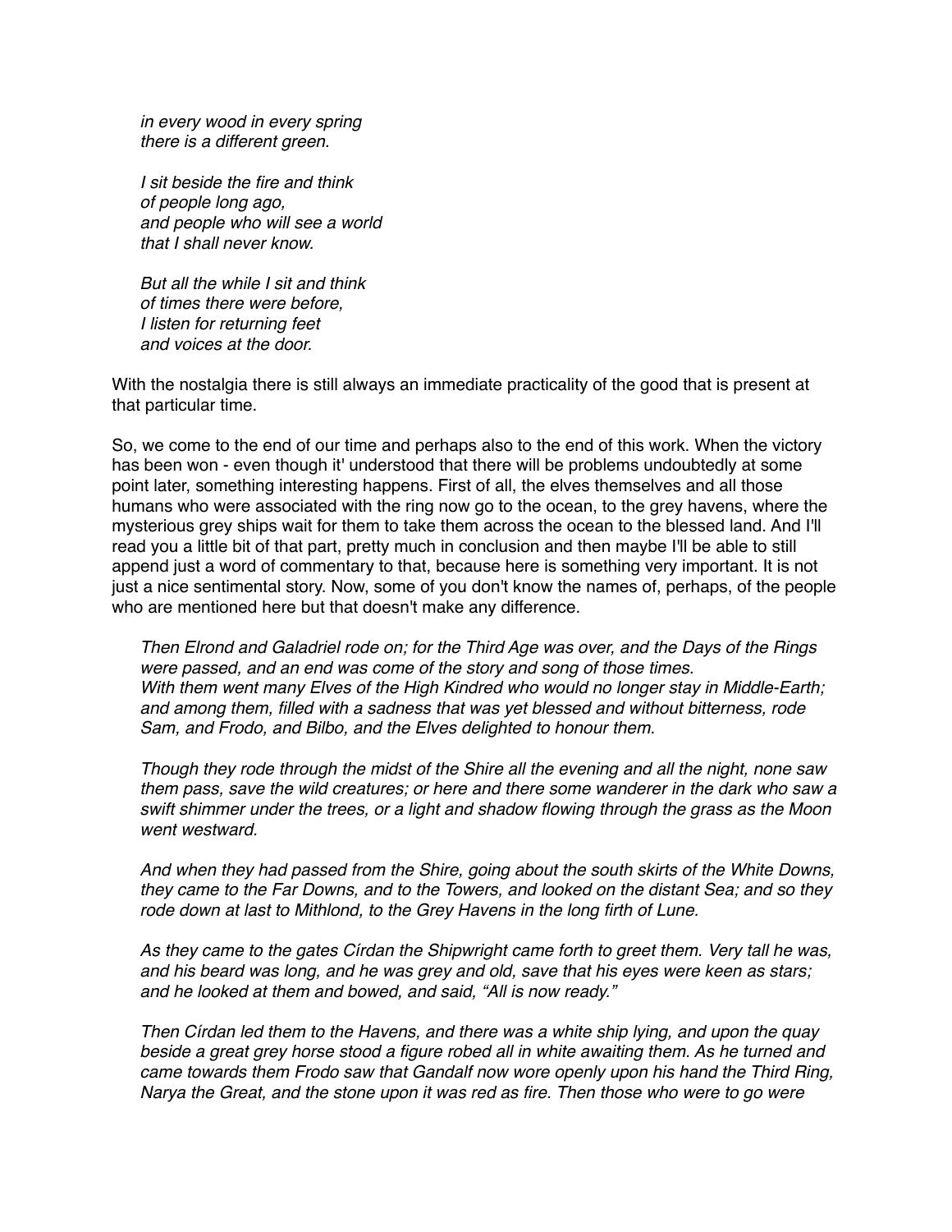*in every wood in every spring*
*there is a different green.*

*I sit beside the fire and think*
*of people long ago,*
*and people who will see a world*
*that I shall never know.*

*But all the while I sit and think*
*of times there were before,*
*I listen for returning feet*
*and voices at the door.*

With the nostalgia there is still always an immediate practicality of the good that is present at that particular time.

So, we come to the end of our time and perhaps also to the end of this work. When the victory has been won - even though it' understood that there will be problems undoubtedly at some point later, something interesting happens. First of all, the elves themselves and all those humans who were associated with the ring now go to the ocean, to the grey havens, where the mysterious grey ships wait for them to take them across the ocean to the blessed land. And I'll read you a little bit of that part, pretty much in conclusion and then maybe I'll be able to still append just a word of commentary to that, because here is something very important. It is not just a nice sentimental story. Now, some of you don't know the names of, perhaps, of the people who are mentioned here but that doesn't make any difference.

> *Then Elrond and Galadriel rode on; for the Third Age was over, and the Days of the Rings were passed, and an end was come of the story and song of those times.*
> *With them went many Elves of the High Kindred who would no longer stay in Middle-Earth; and among them, filled with a sadness that was yet blessed and without bitterness, rode Sam, and Frodo, and Bilbo, and the Elves delighted to honour them.*
>
> *Though they rode through the midst of the Shire all the evening and all the night, none saw them pass, save the wild creatures; or here and there some wanderer in the dark who saw a swift shimmer under the trees, or a light and shadow flowing through the grass as the Moon went westward.*
>
> *And when they had passed from the Shire, going about the south skirts of the White Downs, they came to the Far Downs, and to the Towers, and looked on the distant Sea; and so they rode down at last to Mithlond, to the Grey Havens in the long firth of Lune.*
>
> *As they came to the gates Círdan the Shipwright came forth to greet them. Very tall he was, and his beard was long, and he was grey and old, save that his eyes were keen as stars; and he looked at them and bowed, and said, "All is now ready."*
>
> *Then Círdan led them to the Havens, and there was a white ship lying, and upon the quay beside a great grey horse stood a figure robed all in white awaiting them. As he turned and came towards them Frodo saw that Gandalf now wore openly upon his hand the Third Ring, Narya the Great, and the stone upon it was red as fire. Then those who were to go were*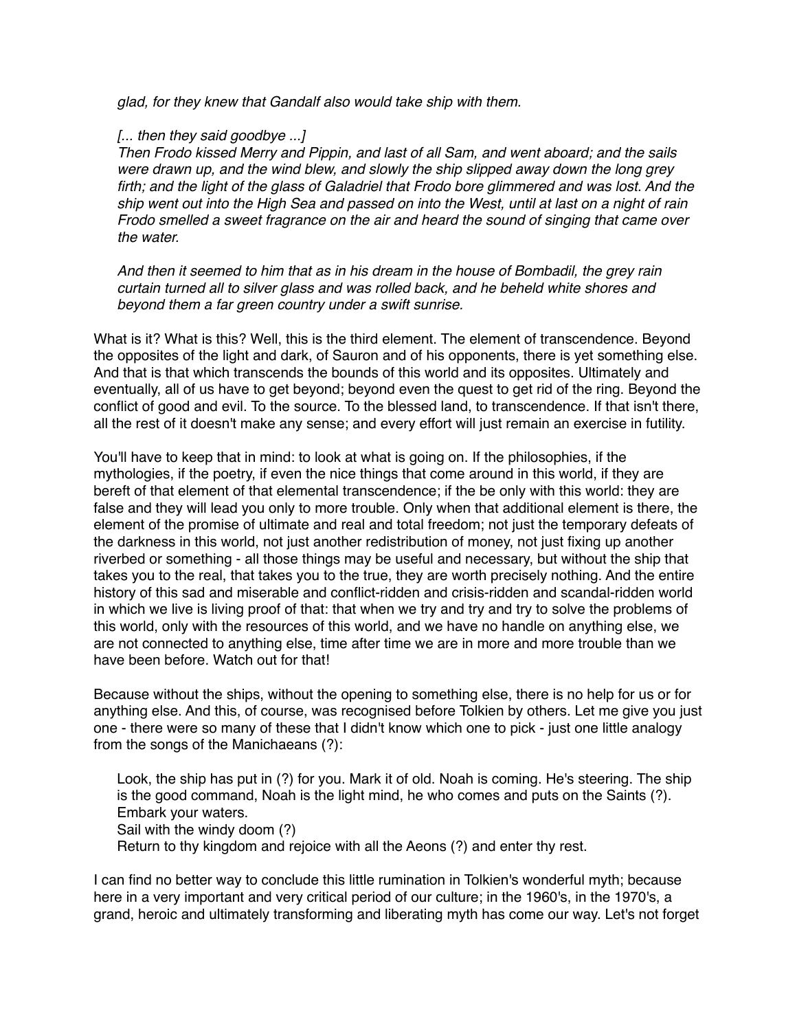*glad, for they knew that Gandalf also would take ship with them.*

*[... then they said goodbye ...]*
*Then Frodo kissed Merry and Pippin, and last of all Sam, and went aboard; and the sails were drawn up, and the wind blew, and slowly the ship slipped away down the long grey firth; and the light of the glass of Galadriel that Frodo bore glimmered and was lost. And the ship went out into the High Sea and passed on into the West, until at last on a night of rain Frodo smelled a sweet fragrance on the air and heard the sound of singing that came over the water.*

*And then it seemed to him that as in his dream in the house of Bombadil, the grey rain curtain turned all to silver glass and was rolled back, and he beheld white shores and beyond them a far green country under a swift sunrise.*

What is it? What is this? Well, this is the third element. The element of transcendence. Beyond the opposites of the light and dark, of Sauron and of his opponents, there is yet something else. And that is that which transcends the bounds of this world and its opposites. Ultimately and eventually, all of us have to get beyond; beyond even the quest to get rid of the ring. Beyond the conflict of good and evil. To the source. To the blessed land, to transcendence. If that isn't there, all the rest of it doesn't make any sense; and every effort will just remain an exercise in futility.

You'll have to keep that in mind: to look at what is going on. If the philosophies, if the mythologies, if the poetry, if even the nice things that come around in this world, if they are bereft of that element of that elemental transcendence; if the be only with this world: they are false and they will lead you only to more trouble. Only when that additional element is there, the element of the promise of ultimate and real and total freedom; not just the temporary defeats of the darkness in this world, not just another redistribution of money, not just fixing up another riverbed or something - all those things may be useful and necessary, but without the ship that takes you to the real, that takes you to the true, they are worth precisely nothing. And the entire history of this sad and miserable and conflict-ridden and crisis-ridden and scandal-ridden world in which we live is living proof of that: that when we try and try and try to solve the problems of this world, only with the resources of this world, and we have no handle on anything else, we are not connected to anything else, time after time we are in more and more trouble than we have been before. Watch out for that!

Because without the ships, without the opening to something else, there is no help for us or for anything else. And this, of course, was recognised before Tolkien by others. Let me give you just one - there were so many of these that I didn't know which one to pick - just one little analogy from the songs of the Manichaeans (?):

> Look, the ship has put in (?) for you. Mark it of old. Noah is coming. He's steering. The ship is the good command, Noah is the light mind, he who comes and puts on the Saints (?). Embark your waters.
> Sail with the windy doom (?)
> Return to thy kingdom and rejoice with all the Aeons (?) and enter thy rest.

I can find no better way to conclude this little rumination in Tolkien's wonderful myth; because here in a very important and very critical period of our culture; in the 1960's, in the 1970's, a grand, heroic and ultimately transforming and liberating myth has come our way. Let's not forget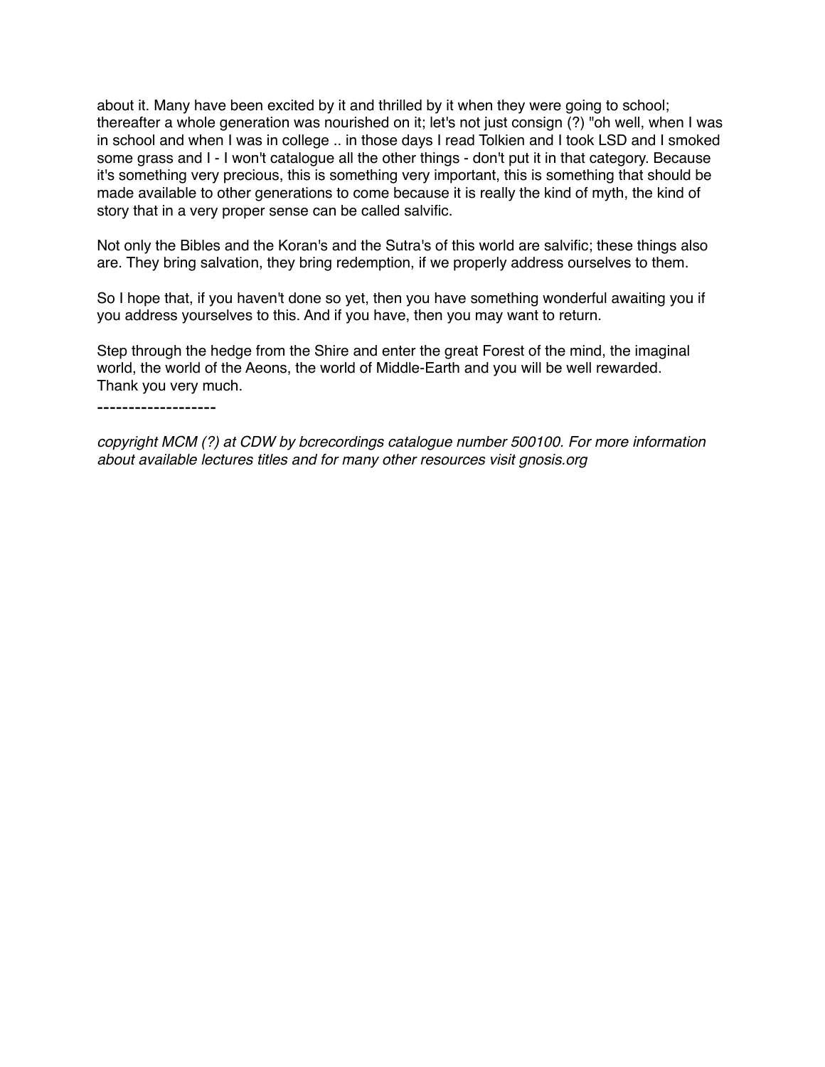about it. Many have been excited by it and thrilled by it when they were going to school; thereafter a whole generation was nourished on it; let's not just consign (?) "oh well, when I was in school and when I was in college .. in those days I read Tolkien and I took LSD and I smoked some grass and I - I won't catalogue all the other things - don't put it in that category. Because it's something very precious, this is something very important, this is something that should be made available to other generations to come because it is really the kind of myth, the kind of story that in a very proper sense can be called salvific.

Not only the Bibles and the Koran's and the Sutra's of this world are salvific; these things also are. They bring salvation, they bring redemption, if we properly address ourselves to them.

So I hope that, if you haven't done so yet, then you have something wonderful awaiting you if you address yourselves to this. And if you have, then you may want to return.

Step through the hedge from the Shire and enter the great Forest of the mind, the imaginal world, the world of the Aeons, the world of Middle-Earth and you will be well rewarded.
Thank you very much.

-------------------

*copyright MCM (?) at CDW by bcrecordings catalogue number 500100. For more information about available lectures titles and for many other resources visit gnosis.org*